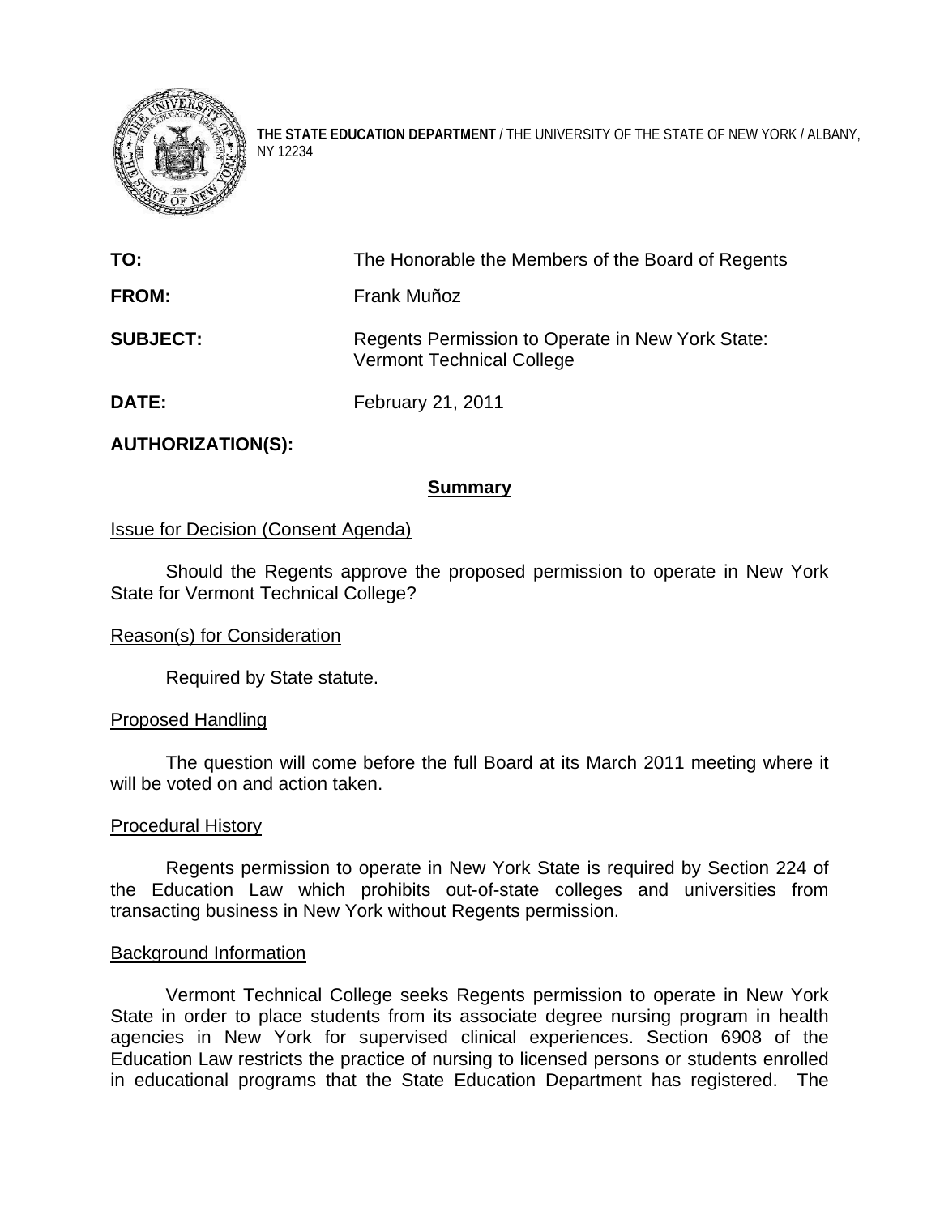**THE STATE EDUCATION DEPARTMENT** / THE UNIVERSITY OF THE STATE OF NEW YORK / ALBANY, NY 12234

| | |
|---|---|
| **TO:** | The Honorable the Members of the Board of Regents |
| **FROM:** | Frank Muñoz |
| **SUBJECT:** | Regents Permission to Operate in New York State: Vermont Technical College |
| **DATE:** | February 21, 2011 |
| **AUTHORIZATION(S):** | |

## Summary

### Issue for Decision (Consent Agenda)

Should the Regents approve the proposed permission to operate in New York State for Vermont Technical College?

### Reason(s) for Consideration

Required by State statute.

### Proposed Handling

The question will come before the full Board at its March 2011 meeting where it will be voted on and action taken.

### Procedural History

Regents permission to operate in New York State is required by Section 224 of the Education Law which prohibits out-of-state colleges and universities from transacting business in New York without Regents permission.

### Background Information

Vermont Technical College seeks Regents permission to operate in New York State in order to place students from its associate degree nursing program in health agencies in New York for supervised clinical experiences. Section 6908 of the Education Law restricts the practice of nursing to licensed persons or students enrolled in educational programs that the State Education Department has registered. The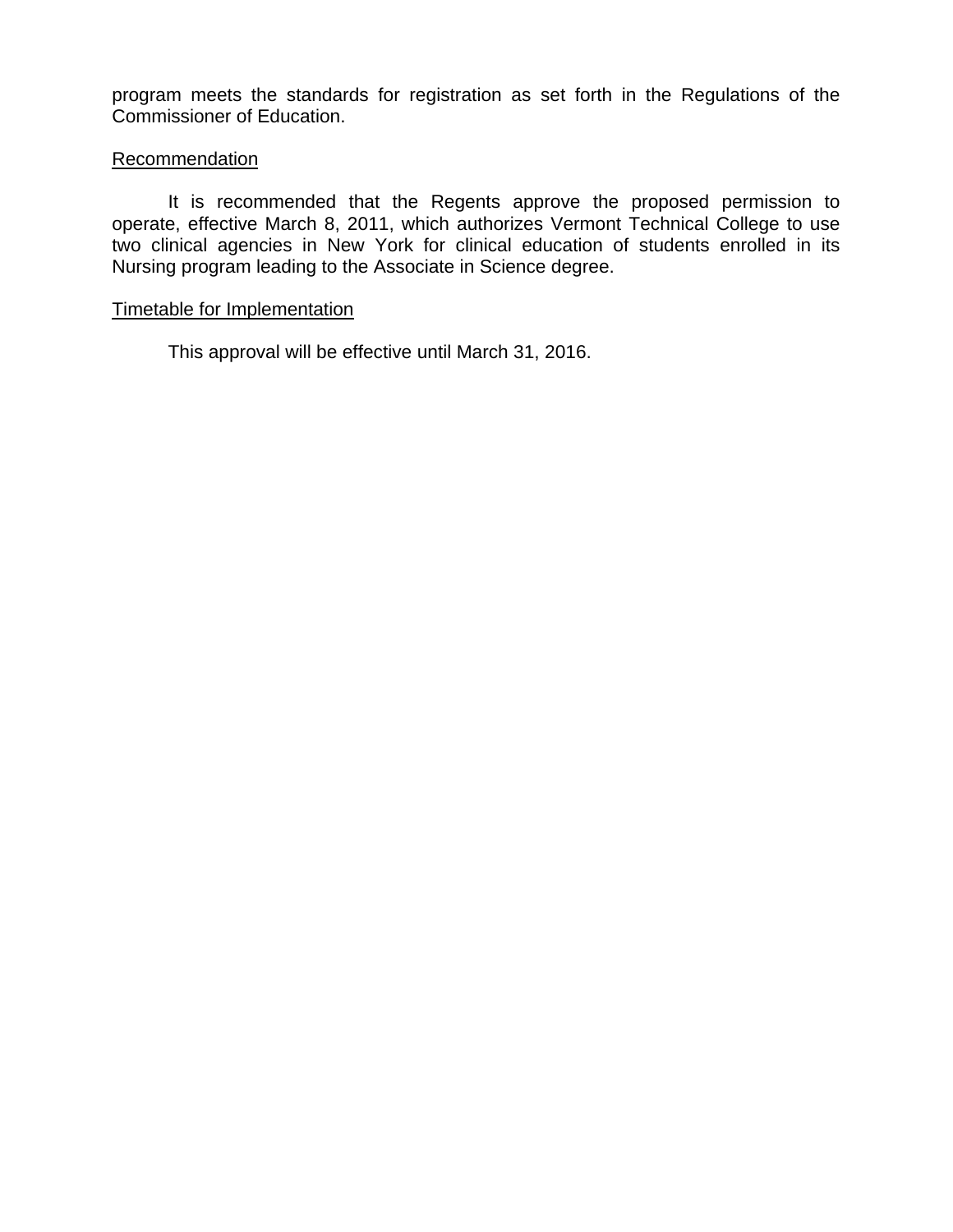program meets the standards for registration as set forth in the Regulations of the Commissioner of Education.

## Recommendation

It is recommended that the Regents approve the proposed permission to operate, effective March 8, 2011, which authorizes Vermont Technical College to use two clinical agencies in New York for clinical education of students enrolled in its Nursing program leading to the Associate in Science degree.

## Timetable for Implementation

This approval will be effective until March 31, 2016.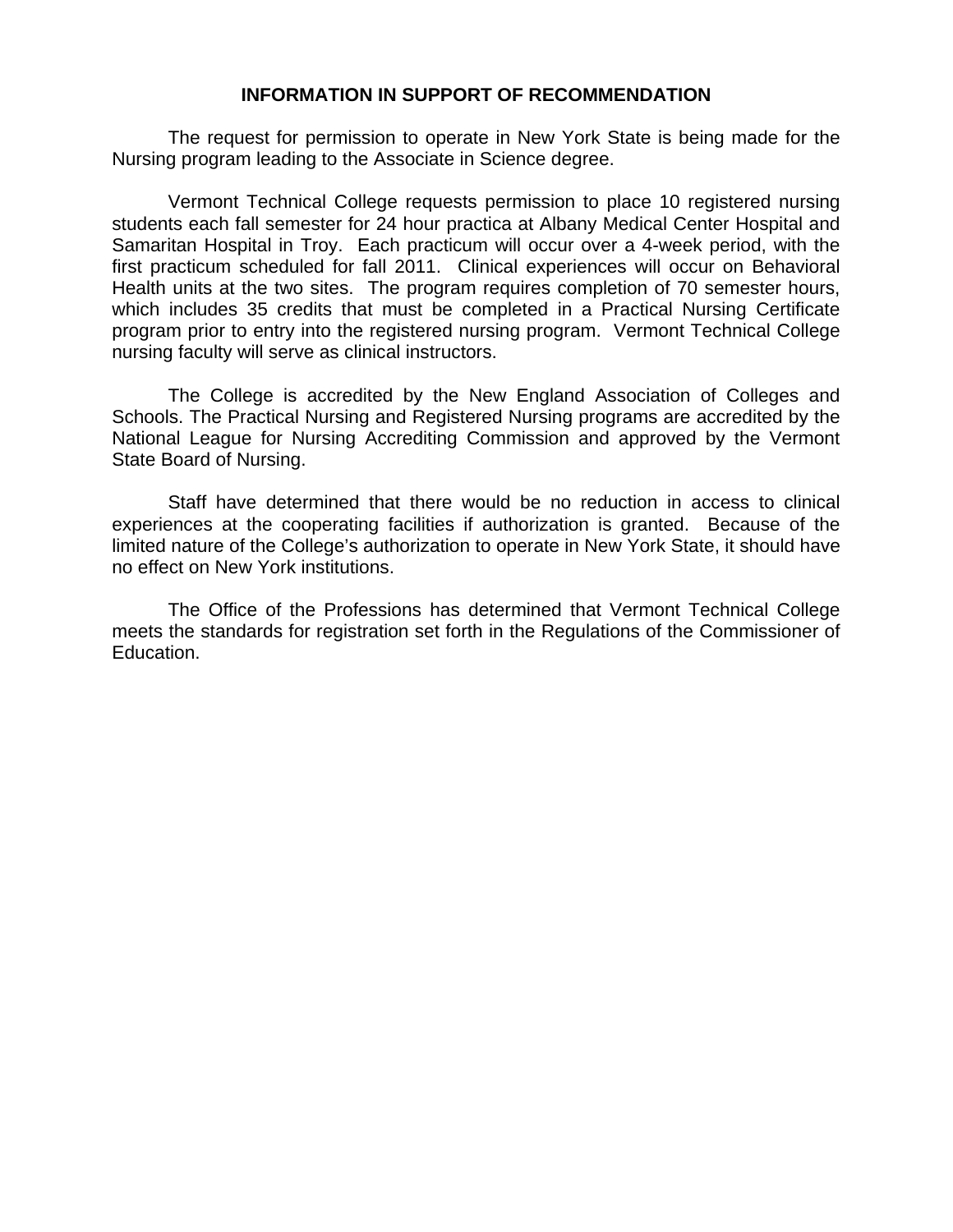## INFORMATION IN SUPPORT OF RECOMMENDATION

The request for permission to operate in New York State is being made for the Nursing program leading to the Associate in Science degree.

Vermont Technical College requests permission to place 10 registered nursing students each fall semester for 24 hour practica at Albany Medical Center Hospital and Samaritan Hospital in Troy. Each practicum will occur over a 4-week period, with the first practicum scheduled for fall 2011. Clinical experiences will occur on Behavioral Health units at the two sites. The program requires completion of 70 semester hours, which includes 35 credits that must be completed in a Practical Nursing Certificate program prior to entry into the registered nursing program. Vermont Technical College nursing faculty will serve as clinical instructors.

The College is accredited by the New England Association of Colleges and Schools. The Practical Nursing and Registered Nursing programs are accredited by the National League for Nursing Accrediting Commission and approved by the Vermont State Board of Nursing.

Staff have determined that there would be no reduction in access to clinical experiences at the cooperating facilities if authorization is granted. Because of the limited nature of the College's authorization to operate in New York State, it should have no effect on New York institutions.

The Office of the Professions has determined that Vermont Technical College meets the standards for registration set forth in the Regulations of the Commissioner of Education.